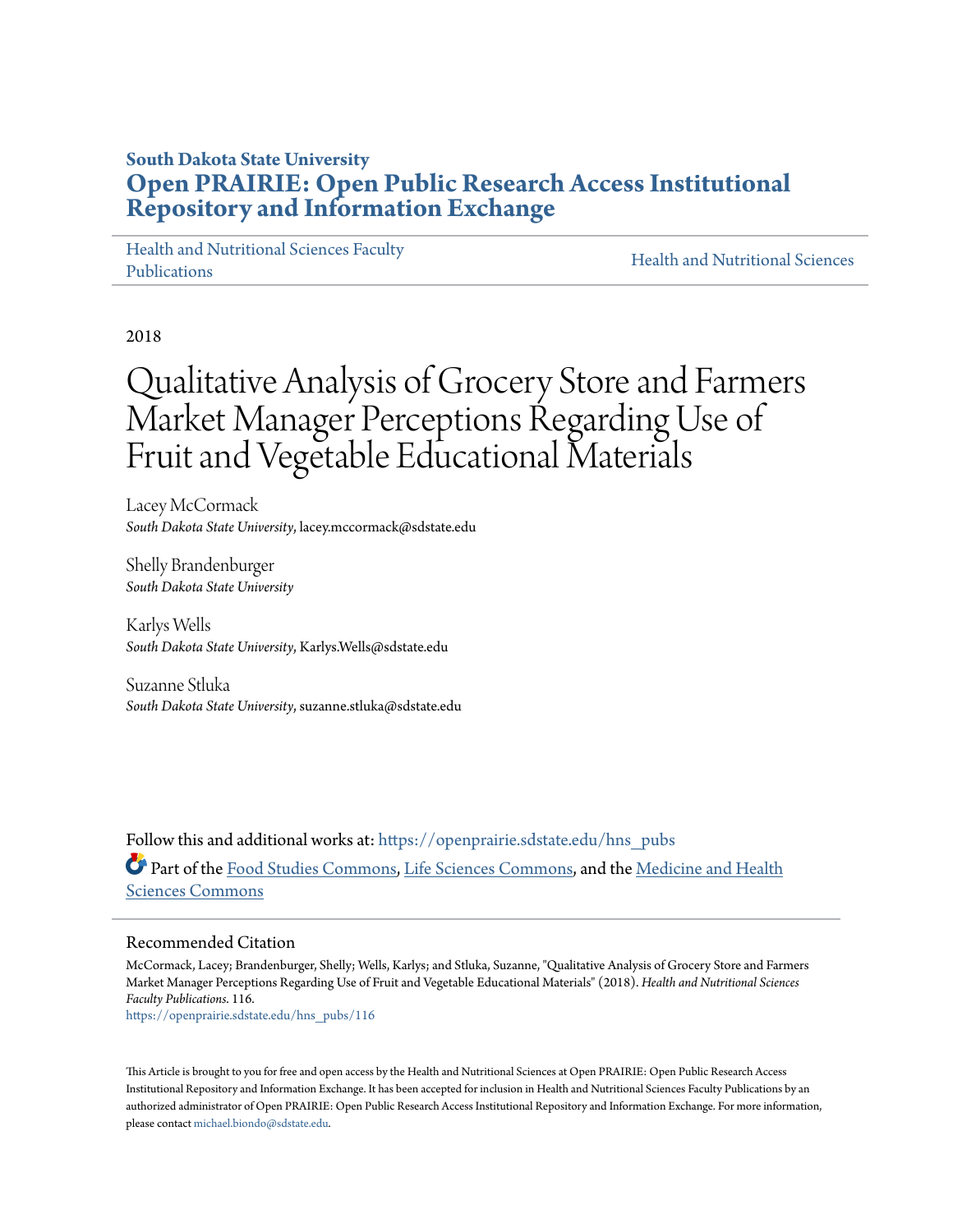**South Dakota State University**

**Open PRAIRIE: Open Public Research Access Institutional Repository and Information Exchange**

Health and Nutritional Sciences Faculty Publications | Health and Nutritional Sciences

2018

# Qualitative Analysis of Grocery Store and Farmers Market Manager Perceptions Regarding Use of Fruit and Vegetable Educational Materials

Lacey McCormack
*South Dakota State University*, lacey.mccormack@sdstate.edu

Shelly Brandenburger
*South Dakota State University*

Karlys Wells
*South Dakota State University*, Karlys.Wells@sdstate.edu

Suzanne Stluka
*South Dakota State University*, suzanne.stluka@sdstate.edu

Follow this and additional works at: https://openprairie.sdstate.edu/hns_pubs

Part of the Food Studies Commons, Life Sciences Commons, and the Medicine and Health Sciences Commons

## Recommended Citation

McCormack, Lacey; Brandenburger, Shelly; Wells, Karlys; and Stluka, Suzanne, "Qualitative Analysis of Grocery Store and Farmers Market Manager Perceptions Regarding Use of Fruit and Vegetable Educational Materials" (2018). *Health and Nutritional Sciences Faculty Publications*. 116.
https://openprairie.sdstate.edu/hns_pubs/116

This Article is brought to you for free and open access by the Health and Nutritional Sciences at Open PRAIRIE: Open Public Research Access Institutional Repository and Information Exchange. It has been accepted for inclusion in Health and Nutritional Sciences Faculty Publications by an authorized administrator of Open PRAIRIE: Open Public Research Access Institutional Repository and Information Exchange. For more information, please contact michael.biondo@sdstate.edu.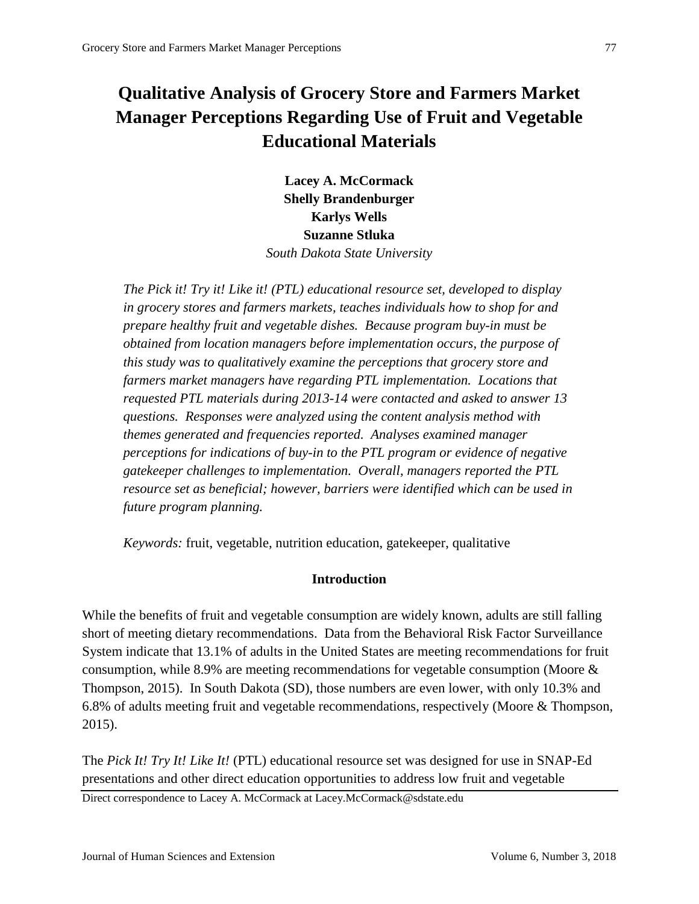# Qualitative Analysis of Grocery Store and Farmers Market Manager Perceptions Regarding Use of Fruit and Vegetable Educational Materials

**Lacey A. McCormack**
**Shelly Brandenburger**
**Karlys Wells**
**Suzanne Stluka**
*South Dakota State University*

*The Pick it! Try it! Like it! (PTL) educational resource set, developed to display in grocery stores and farmers markets, teaches individuals how to shop for and prepare healthy fruit and vegetable dishes. Because program buy-in must be obtained from location managers before implementation occurs, the purpose of this study was to qualitatively examine the perceptions that grocery store and farmers market managers have regarding PTL implementation. Locations that requested PTL materials during 2013-14 were contacted and asked to answer 13 questions. Responses were analyzed using the content analysis method with themes generated and frequencies reported. Analyses examined manager perceptions for indications of buy-in to the PTL program or evidence of negative gatekeeper challenges to implementation. Overall, managers reported the PTL resource set as beneficial; however, barriers were identified which can be used in future program planning.*

*Keywords:* fruit, vegetable, nutrition education, gatekeeper, qualitative

## Introduction

While the benefits of fruit and vegetable consumption are widely known, adults are still falling short of meeting dietary recommendations. Data from the Behavioral Risk Factor Surveillance System indicate that 13.1% of adults in the United States are meeting recommendations for fruit consumption, while 8.9% are meeting recommendations for vegetable consumption (Moore & Thompson, 2015). In South Dakota (SD), those numbers are even lower, with only 10.3% and 6.8% of adults meeting fruit and vegetable recommendations, respectively (Moore & Thompson, 2015).

The *Pick It! Try It! Like It!* (PTL) educational resource set was designed for use in SNAP-Ed presentations and other direct education opportunities to address low fruit and vegetable

Direct correspondence to Lacey A. McCormack at Lacey.McCormack@sdstate.edu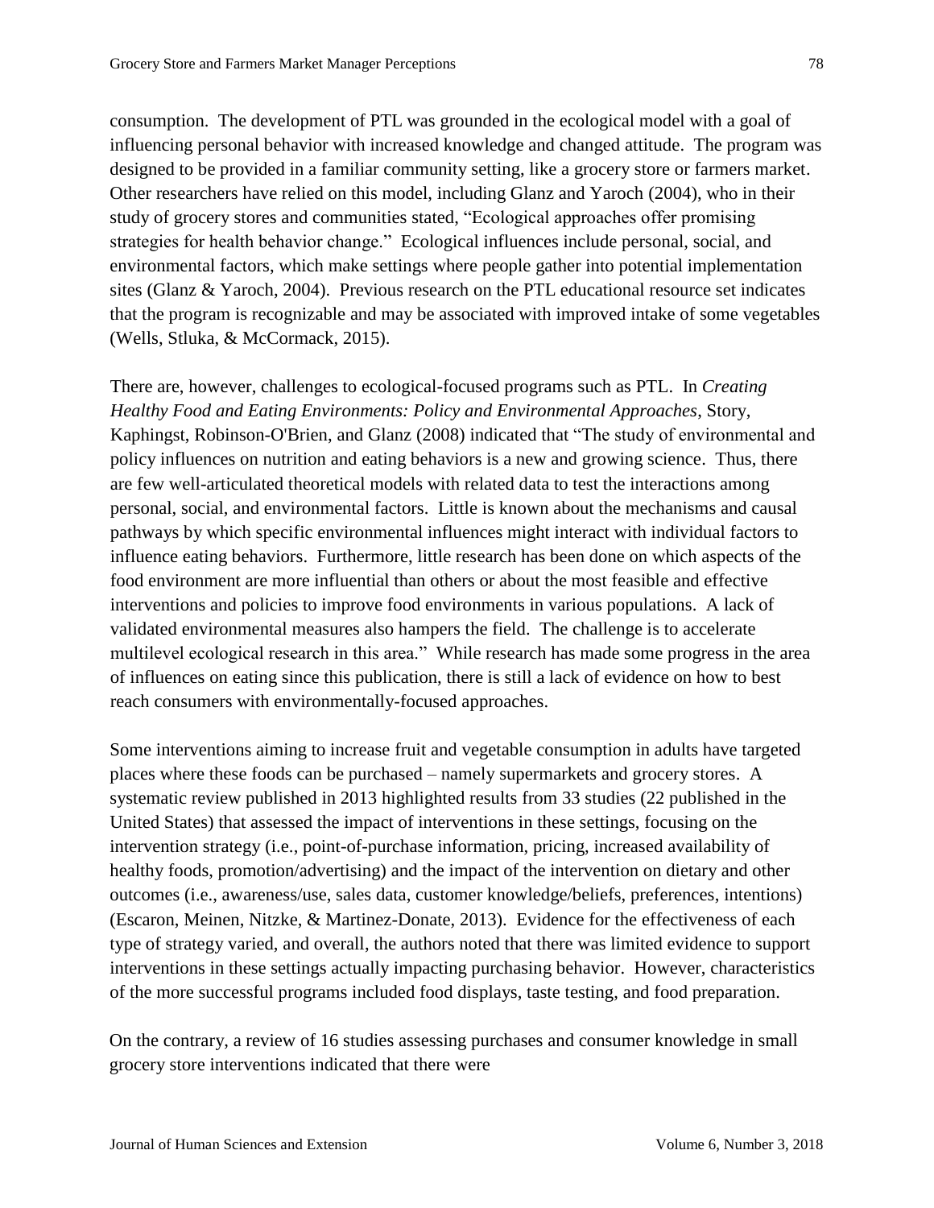consumption. The development of PTL was grounded in the ecological model with a goal of influencing personal behavior with increased knowledge and changed attitude. The program was designed to be provided in a familiar community setting, like a grocery store or farmers market. Other researchers have relied on this model, including Glanz and Yaroch (2004), who in their study of grocery stores and communities stated, "Ecological approaches offer promising strategies for health behavior change." Ecological influences include personal, social, and environmental factors, which make settings where people gather into potential implementation sites (Glanz & Yaroch, 2004). Previous research on the PTL educational resource set indicates that the program is recognizable and may be associated with improved intake of some vegetables (Wells, Stluka, & McCormack, 2015).

There are, however, challenges to ecological-focused programs such as PTL. In *Creating Healthy Food and Eating Environments: Policy and Environmental Approaches*, Story, Kaphingst, Robinson-O'Brien, and Glanz (2008) indicated that "The study of environmental and policy influences on nutrition and eating behaviors is a new and growing science. Thus, there are few well-articulated theoretical models with related data to test the interactions among personal, social, and environmental factors. Little is known about the mechanisms and causal pathways by which specific environmental influences might interact with individual factors to influence eating behaviors. Furthermore, little research has been done on which aspects of the food environment are more influential than others or about the most feasible and effective interventions and policies to improve food environments in various populations. A lack of validated environmental measures also hampers the field. The challenge is to accelerate multilevel ecological research in this area." While research has made some progress in the area of influences on eating since this publication, there is still a lack of evidence on how to best reach consumers with environmentally-focused approaches.

Some interventions aiming to increase fruit and vegetable consumption in adults have targeted places where these foods can be purchased – namely supermarkets and grocery stores. A systematic review published in 2013 highlighted results from 33 studies (22 published in the United States) that assessed the impact of interventions in these settings, focusing on the intervention strategy (i.e., point-of-purchase information, pricing, increased availability of healthy foods, promotion/advertising) and the impact of the intervention on dietary and other outcomes (i.e., awareness/use, sales data, customer knowledge/beliefs, preferences, intentions) (Escaron, Meinen, Nitzke, & Martinez-Donate, 2013). Evidence for the effectiveness of each type of strategy varied, and overall, the authors noted that there was limited evidence to support interventions in these settings actually impacting purchasing behavior. However, characteristics of the more successful programs included food displays, taste testing, and food preparation.

On the contrary, a review of 16 studies assessing purchases and consumer knowledge in small grocery store interventions indicated that there were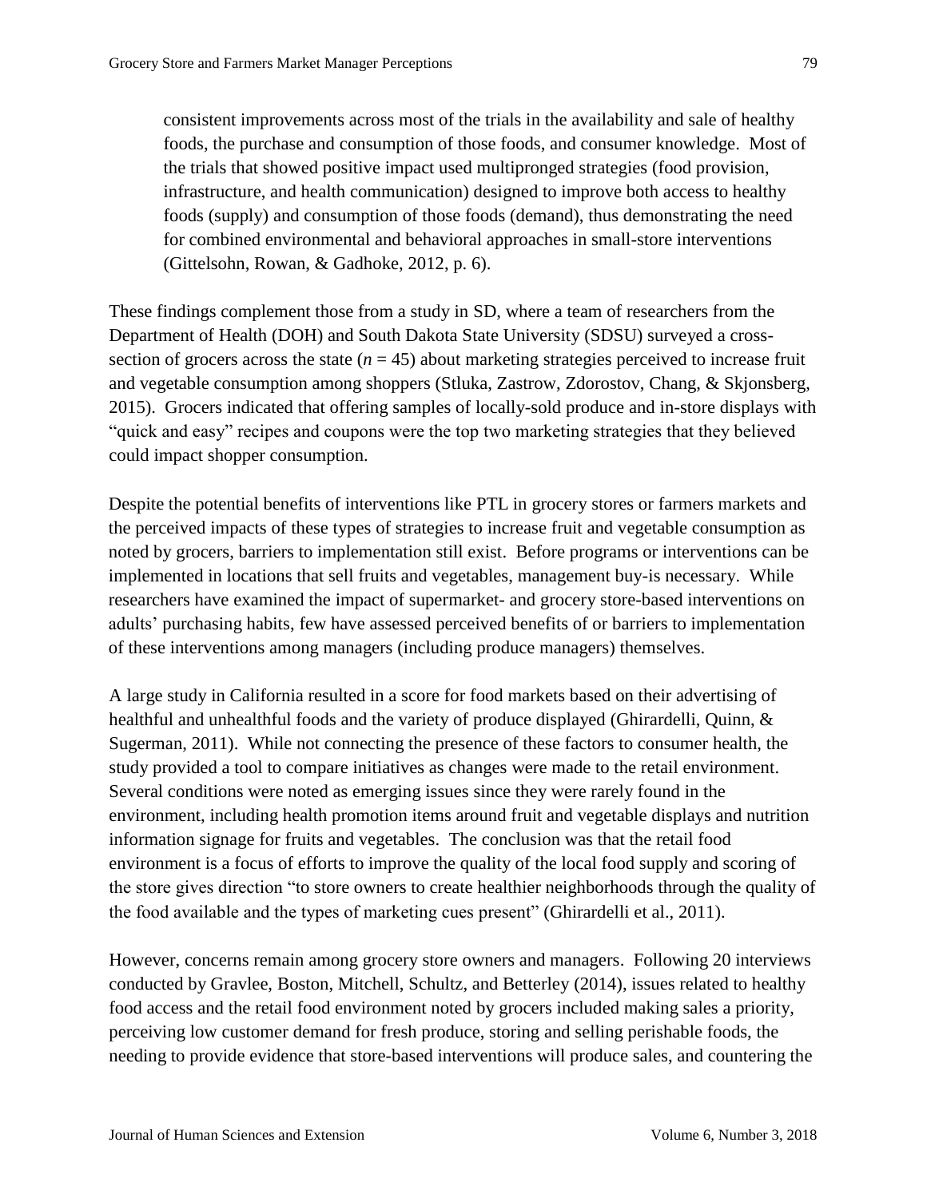consistent improvements across most of the trials in the availability and sale of healthy foods, the purchase and consumption of those foods, and consumer knowledge. Most of the trials that showed positive impact used multipronged strategies (food provision, infrastructure, and health communication) designed to improve both access to healthy foods (supply) and consumption of those foods (demand), thus demonstrating the need for combined environmental and behavioral approaches in small-store interventions (Gittelsohn, Rowan, & Gadhoke, 2012, p. 6).

These findings complement those from a study in SD, where a team of researchers from the Department of Health (DOH) and South Dakota State University (SDSU) surveyed a cross-section of grocers across the state ($n = 45$) about marketing strategies perceived to increase fruit and vegetable consumption among shoppers (Stluka, Zastrow, Zdorostov, Chang, & Skjonsberg, 2015). Grocers indicated that offering samples of locally-sold produce and in-store displays with "quick and easy" recipes and coupons were the top two marketing strategies that they believed could impact shopper consumption.

Despite the potential benefits of interventions like PTL in grocery stores or farmers markets and the perceived impacts of these types of strategies to increase fruit and vegetable consumption as noted by grocers, barriers to implementation still exist. Before programs or interventions can be implemented in locations that sell fruits and vegetables, management buy-is necessary. While researchers have examined the impact of supermarket- and grocery store-based interventions on adults' purchasing habits, few have assessed perceived benefits of or barriers to implementation of these interventions among managers (including produce managers) themselves.

A large study in California resulted in a score for food markets based on their advertising of healthful and unhealthful foods and the variety of produce displayed (Ghirardelli, Quinn, & Sugerman, 2011). While not connecting the presence of these factors to consumer health, the study provided a tool to compare initiatives as changes were made to the retail environment. Several conditions were noted as emerging issues since they were rarely found in the environment, including health promotion items around fruit and vegetable displays and nutrition information signage for fruits and vegetables. The conclusion was that the retail food environment is a focus of efforts to improve the quality of the local food supply and scoring of the store gives direction "to store owners to create healthier neighborhoods through the quality of the food available and the types of marketing cues present" (Ghirardelli et al., 2011).

However, concerns remain among grocery store owners and managers. Following 20 interviews conducted by Gravlee, Boston, Mitchell, Schultz, and Betterley (2014), issues related to healthy food access and the retail food environment noted by grocers included making sales a priority, perceiving low customer demand for fresh produce, storing and selling perishable foods, the needing to provide evidence that store-based interventions will produce sales, and countering the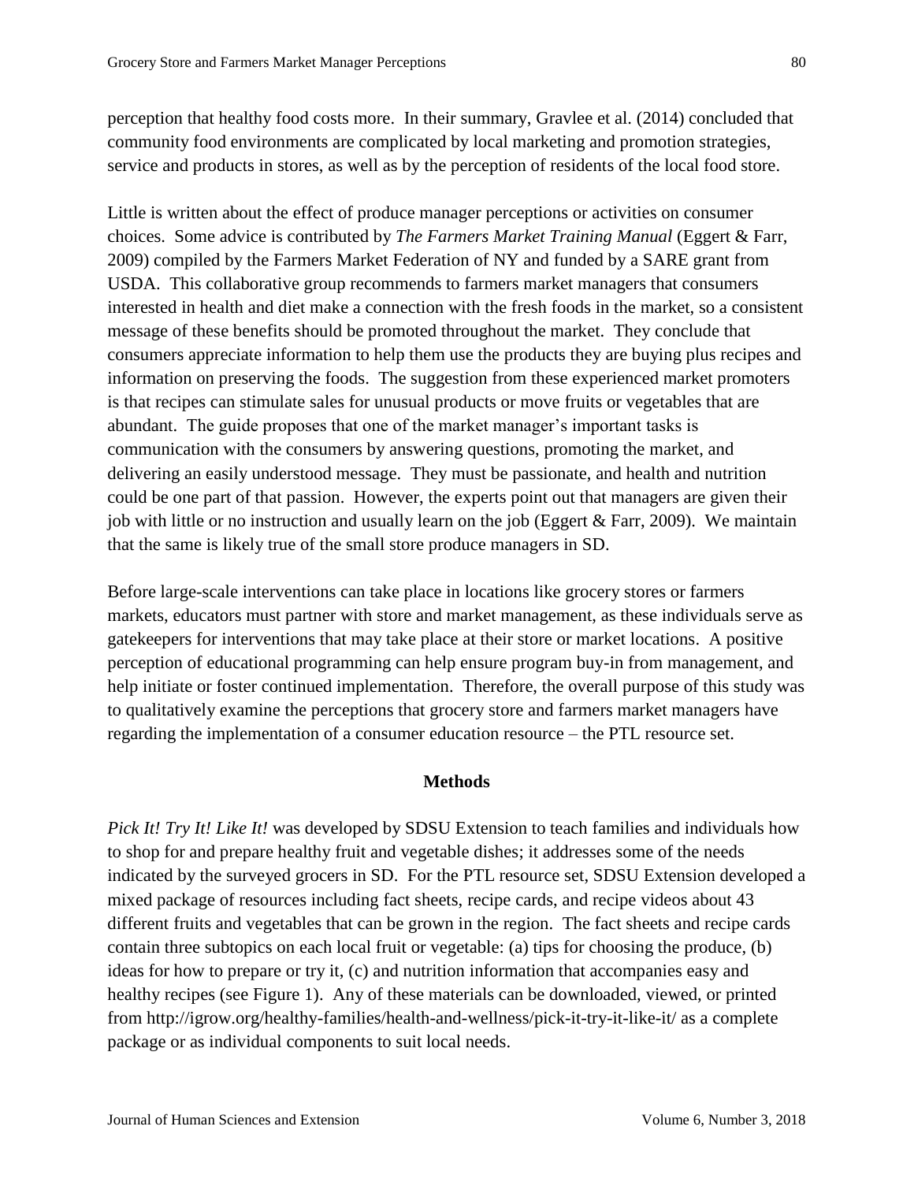perception that healthy food costs more. In their summary, Gravlee et al. (2014) concluded that community food environments are complicated by local marketing and promotion strategies, service and products in stores, as well as by the perception of residents of the local food store.

Little is written about the effect of produce manager perceptions or activities on consumer choices. Some advice is contributed by *The Farmers Market Training Manual* (Eggert & Farr, 2009) compiled by the Farmers Market Federation of NY and funded by a SARE grant from USDA. This collaborative group recommends to farmers market managers that consumers interested in health and diet make a connection with the fresh foods in the market, so a consistent message of these benefits should be promoted throughout the market. They conclude that consumers appreciate information to help them use the products they are buying plus recipes and information on preserving the foods. The suggestion from these experienced market promoters is that recipes can stimulate sales for unusual products or move fruits or vegetables that are abundant. The guide proposes that one of the market manager's important tasks is communication with the consumers by answering questions, promoting the market, and delivering an easily understood message. They must be passionate, and health and nutrition could be one part of that passion. However, the experts point out that managers are given their job with little or no instruction and usually learn on the job (Eggert & Farr, 2009). We maintain that the same is likely true of the small store produce managers in SD.

Before large-scale interventions can take place in locations like grocery stores or farmers markets, educators must partner with store and market management, as these individuals serve as gatekeepers for interventions that may take place at their store or market locations. A positive perception of educational programming can help ensure program buy-in from management, and help initiate or foster continued implementation. Therefore, the overall purpose of this study was to qualitatively examine the perceptions that grocery store and farmers market managers have regarding the implementation of a consumer education resource – the PTL resource set.

## Methods

*Pick It! Try It! Like It!* was developed by SDSU Extension to teach families and individuals how to shop for and prepare healthy fruit and vegetable dishes; it addresses some of the needs indicated by the surveyed grocers in SD. For the PTL resource set, SDSU Extension developed a mixed package of resources including fact sheets, recipe cards, and recipe videos about 43 different fruits and vegetables that can be grown in the region. The fact sheets and recipe cards contain three subtopics on each local fruit or vegetable: (a) tips for choosing the produce, (b) ideas for how to prepare or try it, (c) and nutrition information that accompanies easy and healthy recipes (see Figure 1). Any of these materials can be downloaded, viewed, or printed from http://igrow.org/healthy-families/health-and-wellness/pick-it-try-it-like-it/ as a complete package or as individual components to suit local needs.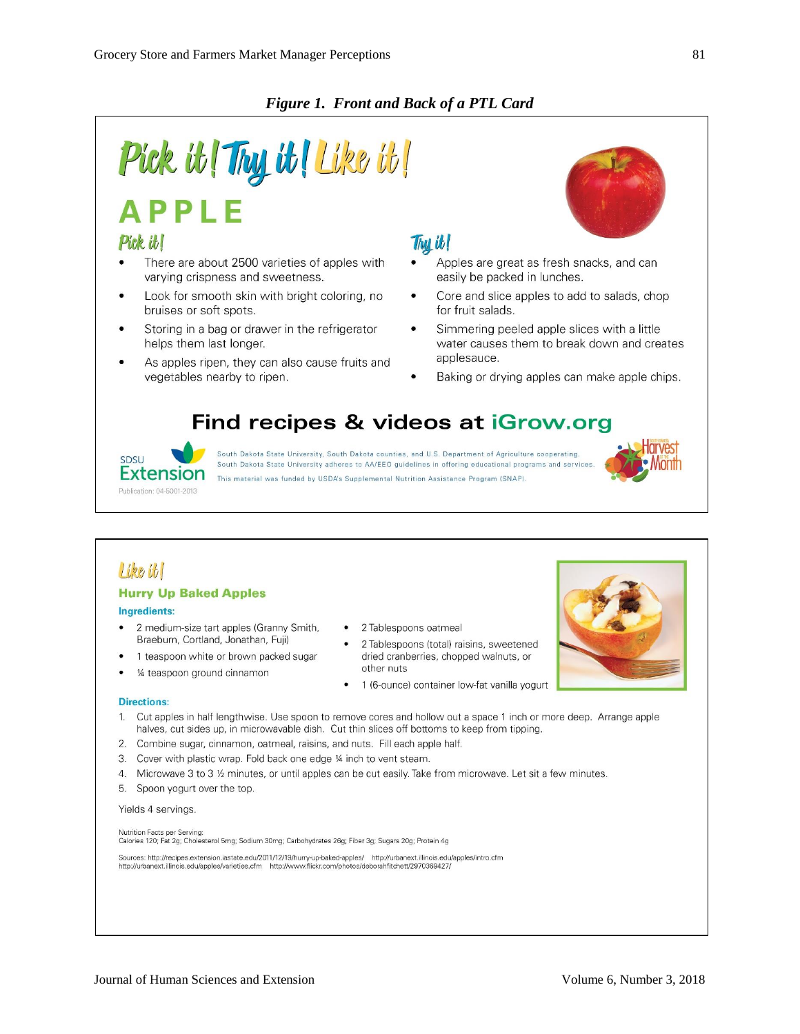*Figure 1. Front and Back of a PTL Card*

# Pick it! Try it! Like it!

## APPLE

### Pick it!

- There are about 2500 varieties of apples with varying crispness and sweetness.
- Look for smooth skin with bright coloring, no bruises or soft spots.
- Storing in a bag or drawer in the refrigerator helps them last longer.
- As apples ripen, they can also cause fruits and vegetables nearby to ripen.

### Try it!

- Apples are great as fresh snacks, and can easily be packed in lunches.
- Core and slice apples to add to salads, chop for fruit salads.
- Simmering peeled apple slices with a little water causes them to break down and creates applesauce.
- Baking or drying apples can make apple chips.

**Find recipes & videos at iGrow.org**

SDSU Extension

South Dakota State University, South Dakota counties, and U.S. Department of Agriculture cooperating. South Dakota State University adheres to AA/EEO guidelines in offering educational programs and services. This material was funded by USDA's Supplemental Nutrition Assistance Program (SNAP).

Publication: 04-5001-2013

### Like it!

**Hurry Up Baked Apples**

**Ingredients:**

- 2 medium-size tart apples (Granny Smith, Braeburn, Cortland, Jonathan, Fuji)
- 1 teaspoon white or brown packed sugar
- ¼ teaspoon ground cinnamon
- 2 Tablespoons oatmeal
- 2 Tablespoons (total) raisins, sweetened dried cranberries, chopped walnuts, or other nuts
- 1 (6-ounce) container low-fat vanilla yogurt

**Directions:**

1. Cut apples in half lengthwise. Use spoon to remove cores and hollow out a space 1 inch or more deep. Arrange apple halves, cut sides up, in microwavable dish. Cut thin slices off bottoms to keep from tipping.
2. Combine sugar, cinnamon, oatmeal, raisins, and nuts. Fill each apple half.
3. Cover with plastic wrap. Fold back one edge ¼ inch to vent steam.
4. Microwave 3 to 3 ½ minutes, or until apples can be cut easily. Take from microwave. Let sit a few minutes.
5. Spoon yogurt over the top.

Yields 4 servings.

Nutrition Facts per Serving:
Calories 120; Fat 2g; Cholesterol 5mg; Sodium 30mg; Carbohydrates 26g; Fiber 3g; Sugars 20g; Protein 4g

Sources: http://recipes.extension.iastate.edu/2011/12/19/hurry-up-baked-apples/ http://urbanext.illinois.edu/apples/intro.cfm http://urbanext.illinois.edu/apples/varieties.cfm http://www.flickr.com/photos/deborahfitchett/2970369427/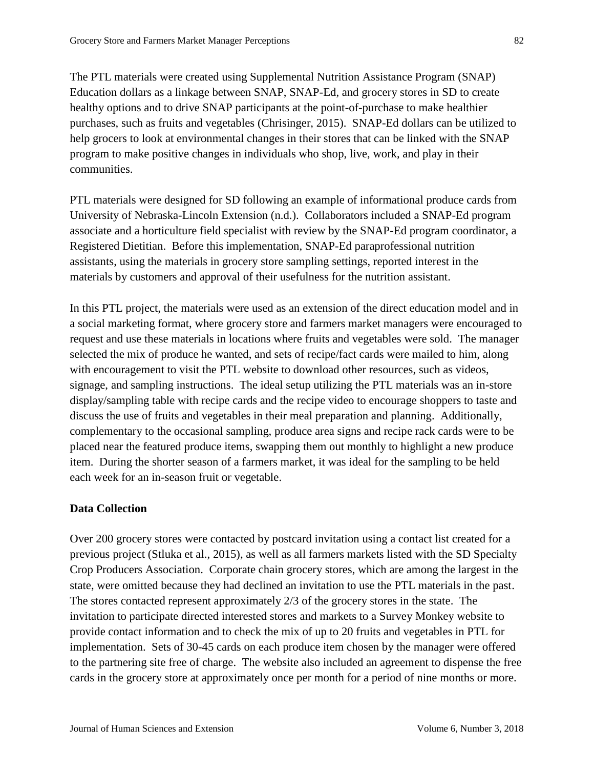The PTL materials were created using Supplemental Nutrition Assistance Program (SNAP) Education dollars as a linkage between SNAP, SNAP-Ed, and grocery stores in SD to create healthy options and to drive SNAP participants at the point-of-purchase to make healthier purchases, such as fruits and vegetables (Chrisinger, 2015). SNAP-Ed dollars can be utilized to help grocers to look at environmental changes in their stores that can be linked with the SNAP program to make positive changes in individuals who shop, live, work, and play in their communities.

PTL materials were designed for SD following an example of informational produce cards from University of Nebraska-Lincoln Extension (n.d.). Collaborators included a SNAP-Ed program associate and a horticulture field specialist with review by the SNAP-Ed program coordinator, a Registered Dietitian. Before this implementation, SNAP-Ed paraprofessional nutrition assistants, using the materials in grocery store sampling settings, reported interest in the materials by customers and approval of their usefulness for the nutrition assistant.

In this PTL project, the materials were used as an extension of the direct education model and in a social marketing format, where grocery store and farmers market managers were encouraged to request and use these materials in locations where fruits and vegetables were sold. The manager selected the mix of produce he wanted, and sets of recipe/fact cards were mailed to him, along with encouragement to visit the PTL website to download other resources, such as videos, signage, and sampling instructions. The ideal setup utilizing the PTL materials was an in-store display/sampling table with recipe cards and the recipe video to encourage shoppers to taste and discuss the use of fruits and vegetables in their meal preparation and planning. Additionally, complementary to the occasional sampling, produce area signs and recipe rack cards were to be placed near the featured produce items, swapping them out monthly to highlight a new produce item. During the shorter season of a farmers market, it was ideal for the sampling to be held each week for an in-season fruit or vegetable.

**Data Collection**

Over 200 grocery stores were contacted by postcard invitation using a contact list created for a previous project (Stluka et al., 2015), as well as all farmers markets listed with the SD Specialty Crop Producers Association. Corporate chain grocery stores, which are among the largest in the state, were omitted because they had declined an invitation to use the PTL materials in the past. The stores contacted represent approximately 2/3 of the grocery stores in the state. The invitation to participate directed interested stores and markets to a Survey Monkey website to provide contact information and to check the mix of up to 20 fruits and vegetables in PTL for implementation. Sets of 30-45 cards on each produce item chosen by the manager were offered to the partnering site free of charge. The website also included an agreement to dispense the free cards in the grocery store at approximately once per month for a period of nine months or more.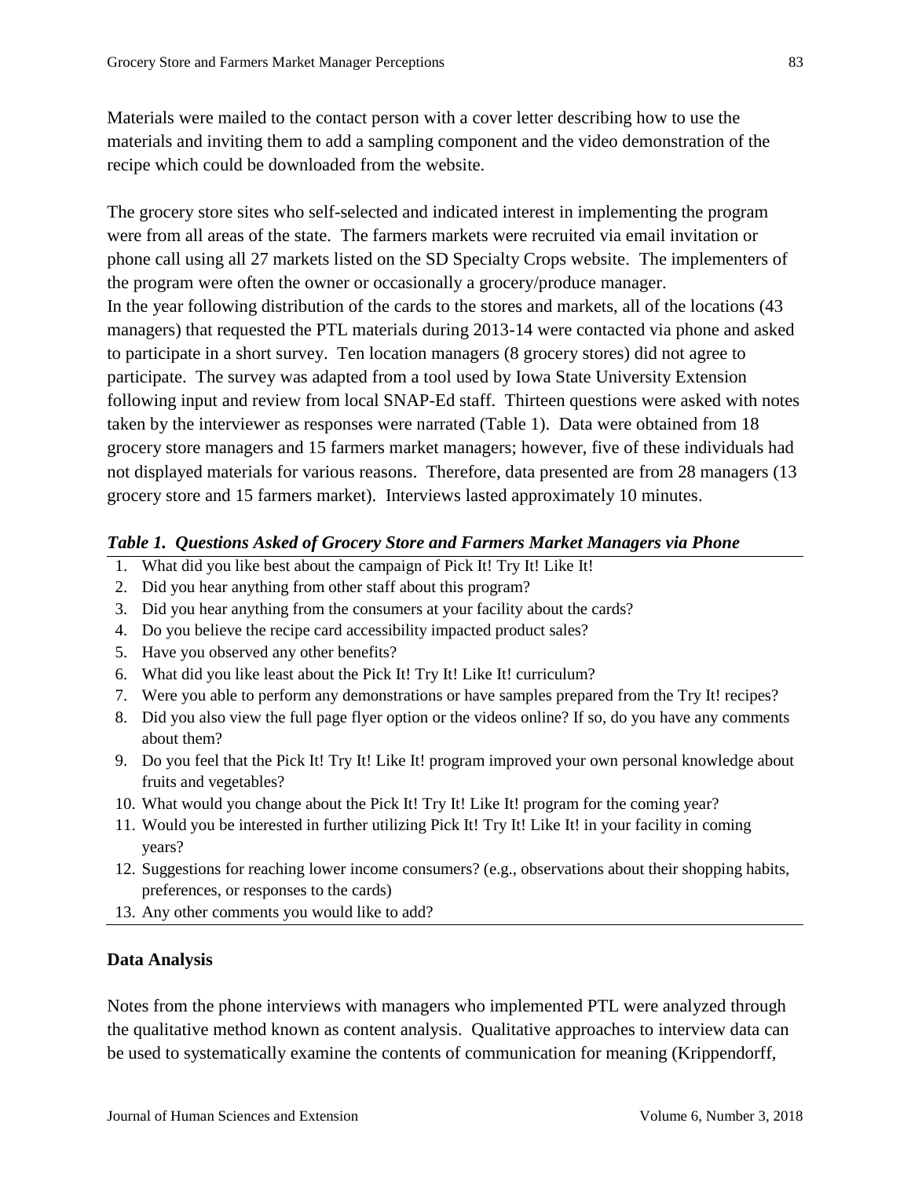Materials were mailed to the contact person with a cover letter describing how to use the materials and inviting them to add a sampling component and the video demonstration of the recipe which could be downloaded from the website.

The grocery store sites who self-selected and indicated interest in implementing the program were from all areas of the state. The farmers markets were recruited via email invitation or phone call using all 27 markets listed on the SD Specialty Crops website. The implementers of the program were often the owner or occasionally a grocery/produce manager.
In the year following distribution of the cards to the stores and markets, all of the locations (43 managers) that requested the PTL materials during 2013-14 were contacted via phone and asked to participate in a short survey. Ten location managers (8 grocery stores) did not agree to participate. The survey was adapted from a tool used by Iowa State University Extension following input and review from local SNAP-Ed staff. Thirteen questions were asked with notes taken by the interviewer as responses were narrated (Table 1). Data were obtained from 18 grocery store managers and 15 farmers market managers; however, five of these individuals had not displayed materials for various reasons. Therefore, data presented are from 28 managers (13 grocery store and 15 farmers market). Interviews lasted approximately 10 minutes.

***Table 1. Questions Asked of Grocery Store and Farmers Market Managers via Phone***

1. What did you like best about the campaign of Pick It! Try It! Like It!
2. Did you hear anything from other staff about this program?
3. Did you hear anything from the consumers at your facility about the cards?
4. Do you believe the recipe card accessibility impacted product sales?
5. Have you observed any other benefits?
6. What did you like least about the Pick It! Try It! Like It! curriculum?
7. Were you able to perform any demonstrations or have samples prepared from the Try It! recipes?
8. Did you also view the full page flyer option or the videos online? If so, do you have any comments about them?
9. Do you feel that the Pick It! Try It! Like It! program improved your own personal knowledge about fruits and vegetables?
10. What would you change about the Pick It! Try It! Like It! program for the coming year?
11. Would you be interested in further utilizing Pick It! Try It! Like It! in your facility in coming years?
12. Suggestions for reaching lower income consumers? (e.g., observations about their shopping habits, preferences, or responses to the cards)
13. Any other comments you would like to add?

**Data Analysis**

Notes from the phone interviews with managers who implemented PTL were analyzed through the qualitative method known as content analysis. Qualitative approaches to interview data can be used to systematically examine the contents of communication for meaning (Krippendorff,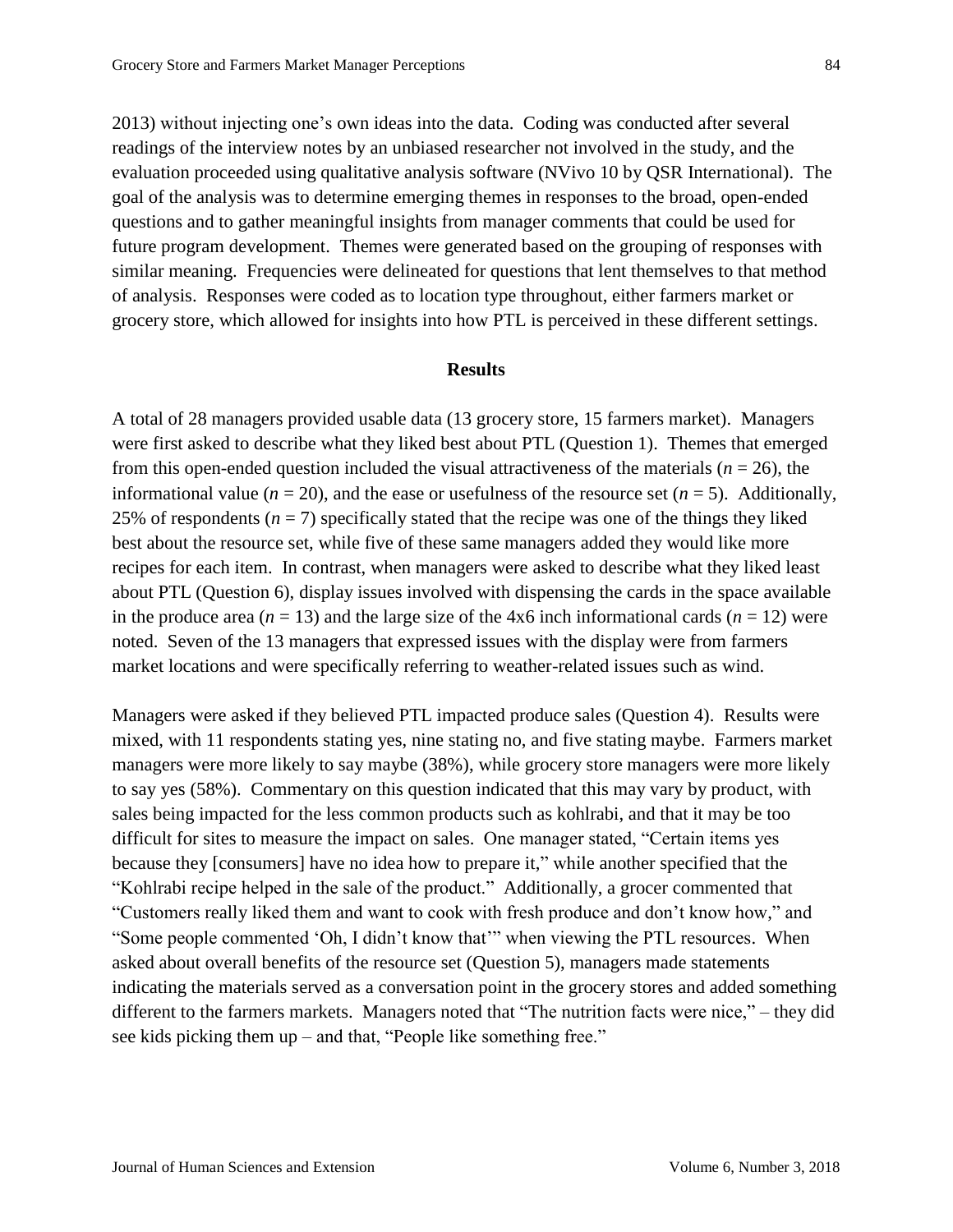2013) without injecting one's own ideas into the data. Coding was conducted after several readings of the interview notes by an unbiased researcher not involved in the study, and the evaluation proceeded using qualitative analysis software (NVivo 10 by QSR International). The goal of the analysis was to determine emerging themes in responses to the broad, open-ended questions and to gather meaningful insights from manager comments that could be used for future program development. Themes were generated based on the grouping of responses with similar meaning. Frequencies were delineated for questions that lent themselves to that method of analysis. Responses were coded as to location type throughout, either farmers market or grocery store, which allowed for insights into how PTL is perceived in these different settings.

## Results

A total of 28 managers provided usable data (13 grocery store, 15 farmers market). Managers were first asked to describe what they liked best about PTL (Question 1). Themes that emerged from this open-ended question included the visual attractiveness of the materials ($n = 26$), the informational value ($n = 20$), and the ease or usefulness of the resource set ($n = 5$). Additionally, 25% of respondents ($n = 7$) specifically stated that the recipe was one of the things they liked best about the resource set, while five of these same managers added they would like more recipes for each item. In contrast, when managers were asked to describe what they liked least about PTL (Question 6), display issues involved with dispensing the cards in the space available in the produce area ($n = 13$) and the large size of the 4x6 inch informational cards ($n = 12$) were noted. Seven of the 13 managers that expressed issues with the display were from farmers market locations and were specifically referring to weather-related issues such as wind.

Managers were asked if they believed PTL impacted produce sales (Question 4). Results were mixed, with 11 respondents stating yes, nine stating no, and five stating maybe. Farmers market managers were more likely to say maybe (38%), while grocery store managers were more likely to say yes (58%). Commentary on this question indicated that this may vary by product, with sales being impacted for the less common products such as kohlrabi, and that it may be too difficult for sites to measure the impact on sales. One manager stated, "Certain items yes because they [consumers] have no idea how to prepare it," while another specified that the "Kohlrabi recipe helped in the sale of the product." Additionally, a grocer commented that "Customers really liked them and want to cook with fresh produce and don't know how," and "Some people commented 'Oh, I didn't know that'" when viewing the PTL resources. When asked about overall benefits of the resource set (Question 5), managers made statements indicating the materials served as a conversation point in the grocery stores and added something different to the farmers markets. Managers noted that "The nutrition facts were nice," – they did see kids picking them up – and that, "People like something free."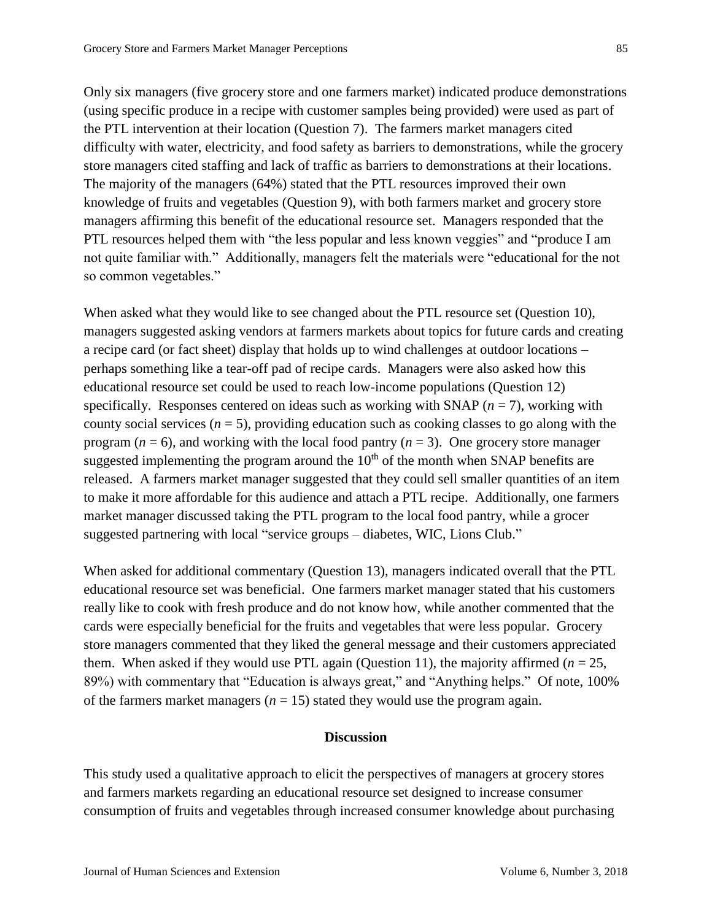Only six managers (five grocery store and one farmers market) indicated produce demonstrations (using specific produce in a recipe with customer samples being provided) were used as part of the PTL intervention at their location (Question 7). The farmers market managers cited difficulty with water, electricity, and food safety as barriers to demonstrations, while the grocery store managers cited staffing and lack of traffic as barriers to demonstrations at their locations. The majority of the managers (64%) stated that the PTL resources improved their own knowledge of fruits and vegetables (Question 9), with both farmers market and grocery store managers affirming this benefit of the educational resource set. Managers responded that the PTL resources helped them with "the less popular and less known veggies" and "produce I am not quite familiar with." Additionally, managers felt the materials were "educational for the not so common vegetables."

When asked what they would like to see changed about the PTL resource set (Question 10), managers suggested asking vendors at farmers markets about topics for future cards and creating a recipe card (or fact sheet) display that holds up to wind challenges at outdoor locations – perhaps something like a tear-off pad of recipe cards. Managers were also asked how this educational resource set could be used to reach low-income populations (Question 12) specifically. Responses centered on ideas such as working with SNAP ($n$ = 7), working with county social services ($n$ = 5), providing education such as cooking classes to go along with the program ($n$ = 6), and working with the local food pantry ($n$ = 3). One grocery store manager suggested implementing the program around the 10th of the month when SNAP benefits are released. A farmers market manager suggested that they could sell smaller quantities of an item to make it more affordable for this audience and attach a PTL recipe. Additionally, one farmers market manager discussed taking the PTL program to the local food pantry, while a grocer suggested partnering with local "service groups – diabetes, WIC, Lions Club."

When asked for additional commentary (Question 13), managers indicated overall that the PTL educational resource set was beneficial. One farmers market manager stated that his customers really like to cook with fresh produce and do not know how, while another commented that the cards were especially beneficial for the fruits and vegetables that were less popular. Grocery store managers commented that they liked the general message and their customers appreciated them. When asked if they would use PTL again (Question 11), the majority affirmed ($n$ = 25, 89%) with commentary that "Education is always great," and "Anything helps." Of note, 100% of the farmers market managers ($n$ = 15) stated they would use the program again.

## Discussion

This study used a qualitative approach to elicit the perspectives of managers at grocery stores and farmers markets regarding an educational resource set designed to increase consumer consumption of fruits and vegetables through increased consumer knowledge about purchasing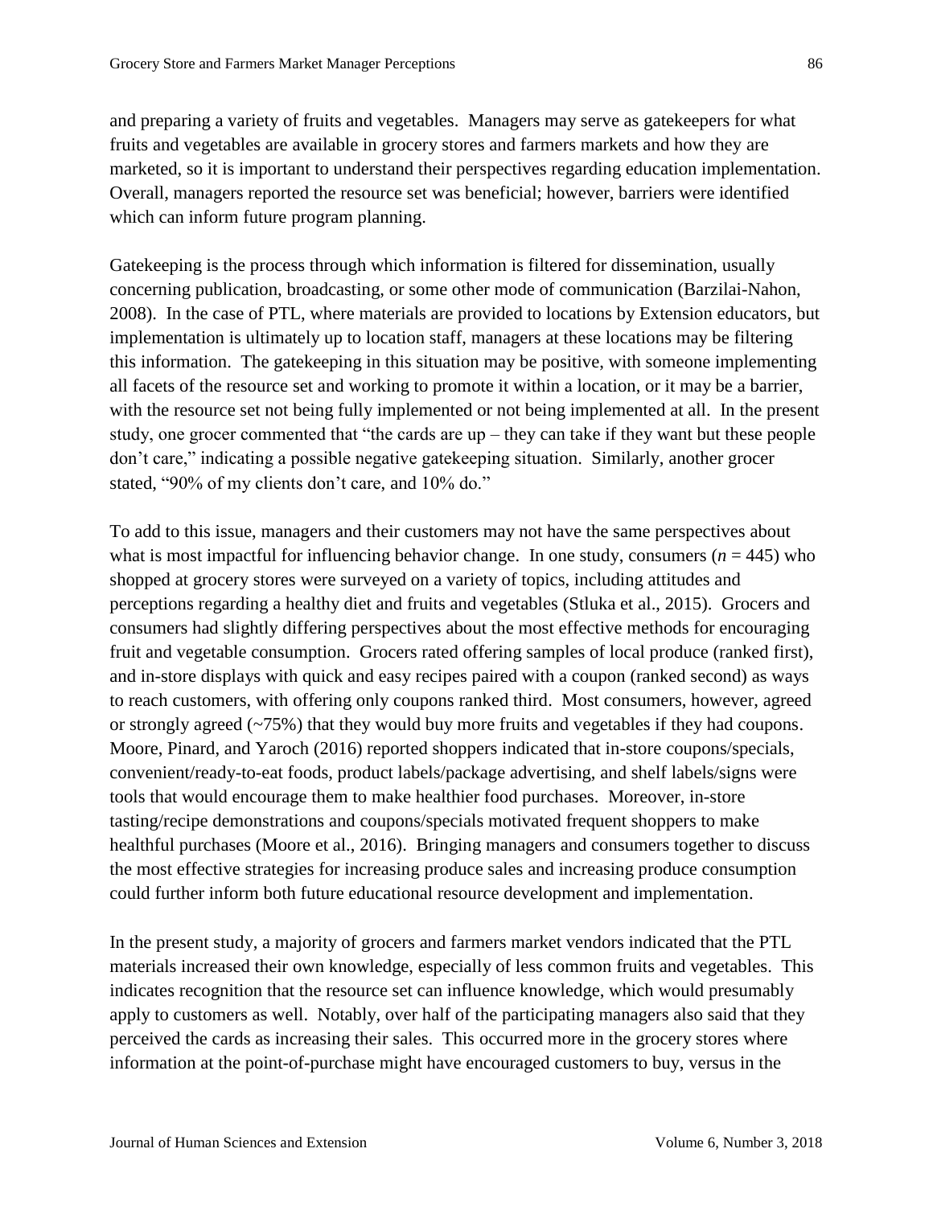and preparing a variety of fruits and vegetables. Managers may serve as gatekeepers for what fruits and vegetables are available in grocery stores and farmers markets and how they are marketed, so it is important to understand their perspectives regarding education implementation. Overall, managers reported the resource set was beneficial; however, barriers were identified which can inform future program planning.

Gatekeeping is the process through which information is filtered for dissemination, usually concerning publication, broadcasting, or some other mode of communication (Barzilai-Nahon, 2008). In the case of PTL, where materials are provided to locations by Extension educators, but implementation is ultimately up to location staff, managers at these locations may be filtering this information. The gatekeeping in this situation may be positive, with someone implementing all facets of the resource set and working to promote it within a location, or it may be a barrier, with the resource set not being fully implemented or not being implemented at all. In the present study, one grocer commented that "the cards are up – they can take if they want but these people don't care," indicating a possible negative gatekeeping situation. Similarly, another grocer stated, "90% of my clients don't care, and 10% do."

To add to this issue, managers and their customers may not have the same perspectives about what is most impactful for influencing behavior change. In one study, consumers ($n = 445$) who shopped at grocery stores were surveyed on a variety of topics, including attitudes and perceptions regarding a healthy diet and fruits and vegetables (Stluka et al., 2015). Grocers and consumers had slightly differing perspectives about the most effective methods for encouraging fruit and vegetable consumption. Grocers rated offering samples of local produce (ranked first), and in-store displays with quick and easy recipes paired with a coupon (ranked second) as ways to reach customers, with offering only coupons ranked third. Most consumers, however, agreed or strongly agreed (~75%) that they would buy more fruits and vegetables if they had coupons. Moore, Pinard, and Yaroch (2016) reported shoppers indicated that in-store coupons/specials, convenient/ready-to-eat foods, product labels/package advertising, and shelf labels/signs were tools that would encourage them to make healthier food purchases. Moreover, in-store tasting/recipe demonstrations and coupons/specials motivated frequent shoppers to make healthful purchases (Moore et al., 2016). Bringing managers and consumers together to discuss the most effective strategies for increasing produce sales and increasing produce consumption could further inform both future educational resource development and implementation.

In the present study, a majority of grocers and farmers market vendors indicated that the PTL materials increased their own knowledge, especially of less common fruits and vegetables. This indicates recognition that the resource set can influence knowledge, which would presumably apply to customers as well. Notably, over half of the participating managers also said that they perceived the cards as increasing their sales. This occurred more in the grocery stores where information at the point-of-purchase might have encouraged customers to buy, versus in the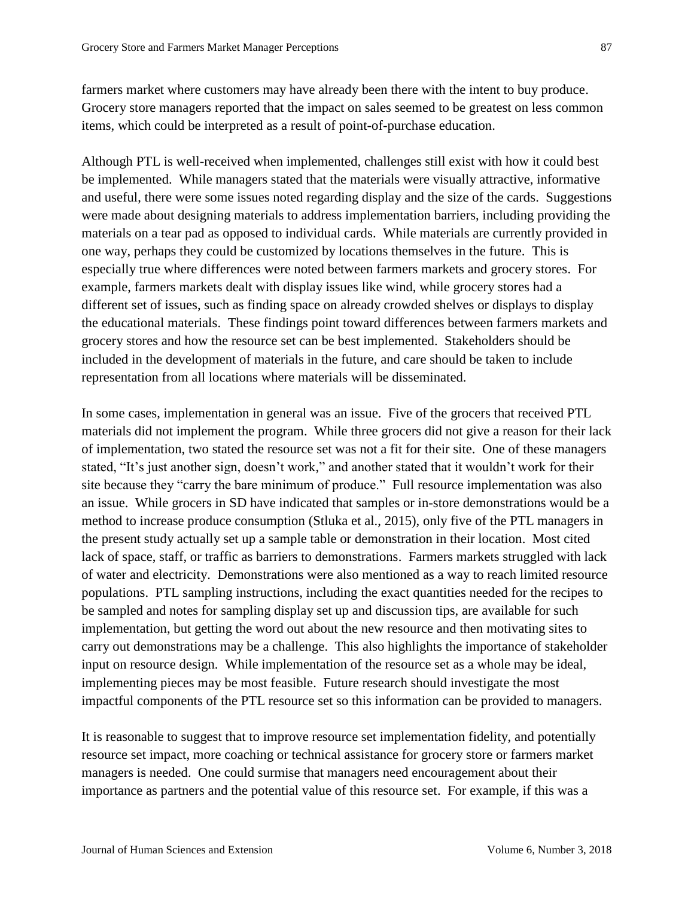farmers market where customers may have already been there with the intent to buy produce. Grocery store managers reported that the impact on sales seemed to be greatest on less common items, which could be interpreted as a result of point-of-purchase education.

Although PTL is well-received when implemented, challenges still exist with how it could best be implemented. While managers stated that the materials were visually attractive, informative and useful, there were some issues noted regarding display and the size of the cards. Suggestions were made about designing materials to address implementation barriers, including providing the materials on a tear pad as opposed to individual cards. While materials are currently provided in one way, perhaps they could be customized by locations themselves in the future. This is especially true where differences were noted between farmers markets and grocery stores. For example, farmers markets dealt with display issues like wind, while grocery stores had a different set of issues, such as finding space on already crowded shelves or displays to display the educational materials. These findings point toward differences between farmers markets and grocery stores and how the resource set can be best implemented. Stakeholders should be included in the development of materials in the future, and care should be taken to include representation from all locations where materials will be disseminated.

In some cases, implementation in general was an issue. Five of the grocers that received PTL materials did not implement the program. While three grocers did not give a reason for their lack of implementation, two stated the resource set was not a fit for their site. One of these managers stated, "It's just another sign, doesn't work," and another stated that it wouldn't work for their site because they "carry the bare minimum of produce." Full resource implementation was also an issue. While grocers in SD have indicated that samples or in-store demonstrations would be a method to increase produce consumption (Stluka et al., 2015), only five of the PTL managers in the present study actually set up a sample table or demonstration in their location. Most cited lack of space, staff, or traffic as barriers to demonstrations. Farmers markets struggled with lack of water and electricity. Demonstrations were also mentioned as a way to reach limited resource populations. PTL sampling instructions, including the exact quantities needed for the recipes to be sampled and notes for sampling display set up and discussion tips, are available for such implementation, but getting the word out about the new resource and then motivating sites to carry out demonstrations may be a challenge. This also highlights the importance of stakeholder input on resource design. While implementation of the resource set as a whole may be ideal, implementing pieces may be most feasible. Future research should investigate the most impactful components of the PTL resource set so this information can be provided to managers.

It is reasonable to suggest that to improve resource set implementation fidelity, and potentially resource set impact, more coaching or technical assistance for grocery store or farmers market managers is needed. One could surmise that managers need encouragement about their importance as partners and the potential value of this resource set. For example, if this was a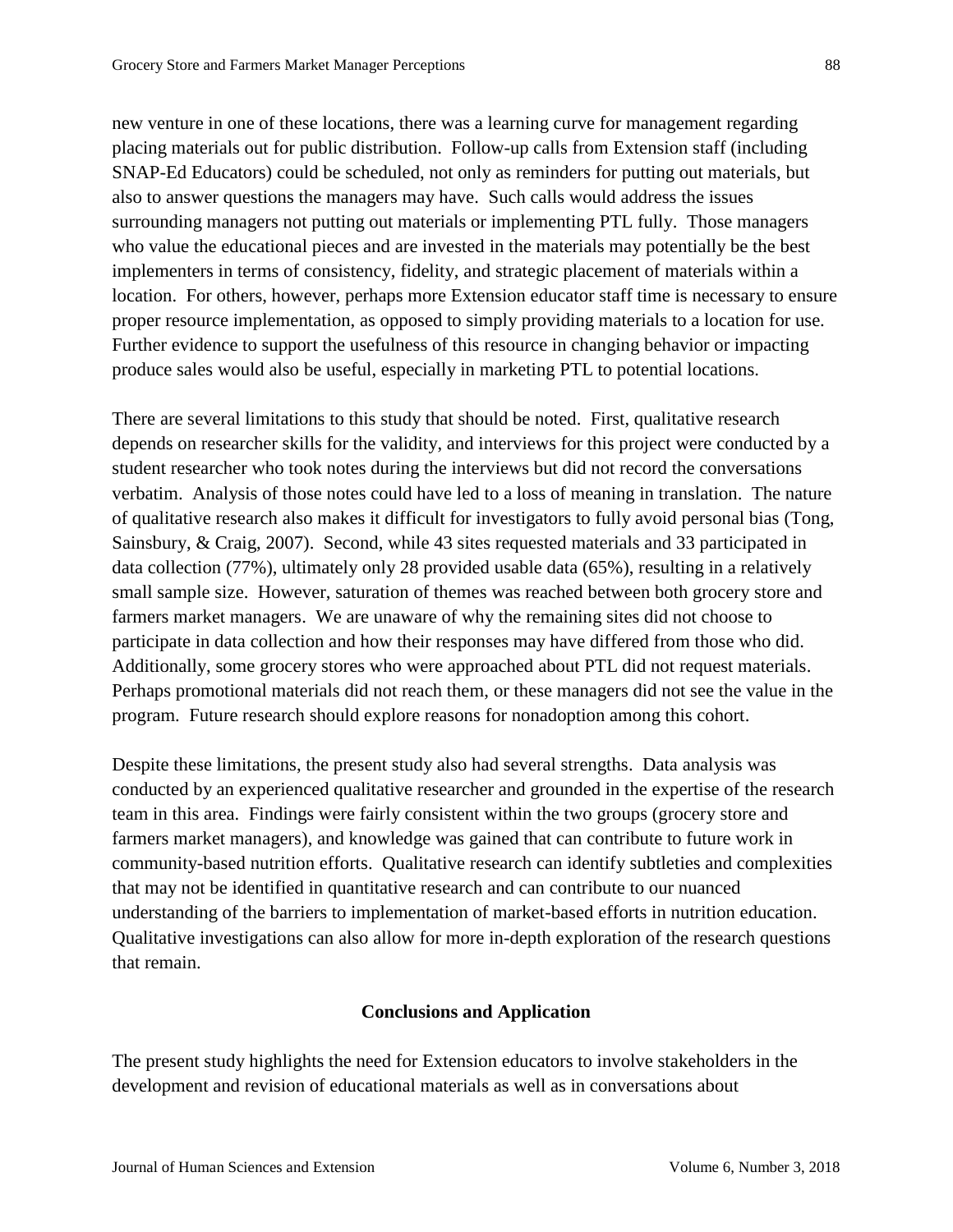new venture in one of these locations, there was a learning curve for management regarding placing materials out for public distribution. Follow-up calls from Extension staff (including SNAP-Ed Educators) could be scheduled, not only as reminders for putting out materials, but also to answer questions the managers may have. Such calls would address the issues surrounding managers not putting out materials or implementing PTL fully. Those managers who value the educational pieces and are invested in the materials may potentially be the best implementers in terms of consistency, fidelity, and strategic placement of materials within a location. For others, however, perhaps more Extension educator staff time is necessary to ensure proper resource implementation, as opposed to simply providing materials to a location for use. Further evidence to support the usefulness of this resource in changing behavior or impacting produce sales would also be useful, especially in marketing PTL to potential locations.

There are several limitations to this study that should be noted. First, qualitative research depends on researcher skills for the validity, and interviews for this project were conducted by a student researcher who took notes during the interviews but did not record the conversations verbatim. Analysis of those notes could have led to a loss of meaning in translation. The nature of qualitative research also makes it difficult for investigators to fully avoid personal bias (Tong, Sainsbury, & Craig, 2007). Second, while 43 sites requested materials and 33 participated in data collection (77%), ultimately only 28 provided usable data (65%), resulting in a relatively small sample size. However, saturation of themes was reached between both grocery store and farmers market managers. We are unaware of why the remaining sites did not choose to participate in data collection and how their responses may have differed from those who did. Additionally, some grocery stores who were approached about PTL did not request materials. Perhaps promotional materials did not reach them, or these managers did not see the value in the program. Future research should explore reasons for nonadoption among this cohort.

Despite these limitations, the present study also had several strengths. Data analysis was conducted by an experienced qualitative researcher and grounded in the expertise of the research team in this area. Findings were fairly consistent within the two groups (grocery store and farmers market managers), and knowledge was gained that can contribute to future work in community-based nutrition efforts. Qualitative research can identify subtleties and complexities that may not be identified in quantitative research and can contribute to our nuanced understanding of the barriers to implementation of market-based efforts in nutrition education. Qualitative investigations can also allow for more in-depth exploration of the research questions that remain.

## Conclusions and Application

The present study highlights the need for Extension educators to involve stakeholders in the development and revision of educational materials as well as in conversations about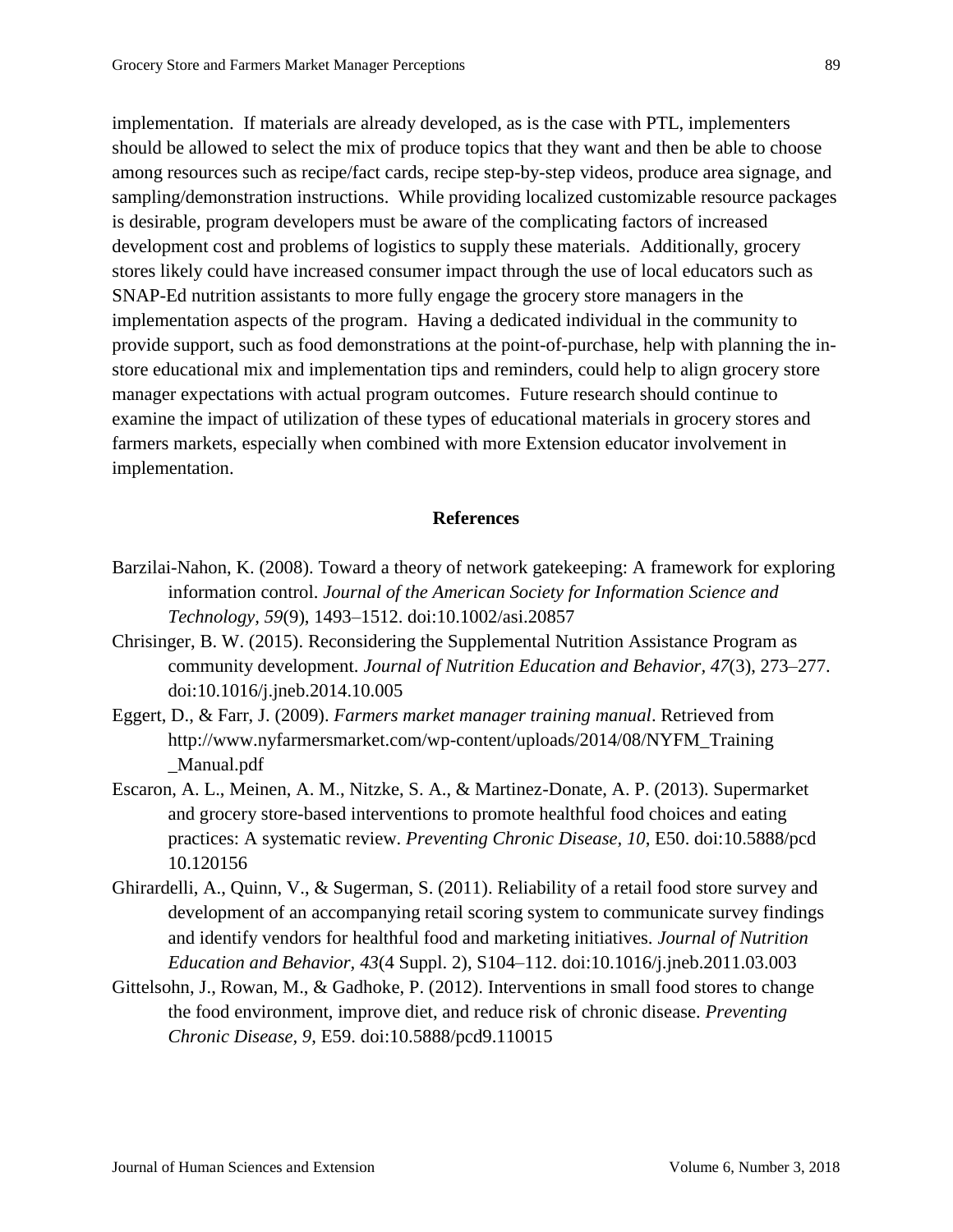implementation. If materials are already developed, as is the case with PTL, implementers should be allowed to select the mix of produce topics that they want and then be able to choose among resources such as recipe/fact cards, recipe step-by-step videos, produce area signage, and sampling/demonstration instructions. While providing localized customizable resource packages is desirable, program developers must be aware of the complicating factors of increased development cost and problems of logistics to supply these materials. Additionally, grocery stores likely could have increased consumer impact through the use of local educators such as SNAP-Ed nutrition assistants to more fully engage the grocery store managers in the implementation aspects of the program. Having a dedicated individual in the community to provide support, such as food demonstrations at the point-of-purchase, help with planning the in-store educational mix and implementation tips and reminders, could help to align grocery store manager expectations with actual program outcomes. Future research should continue to examine the impact of utilization of these types of educational materials in grocery stores and farmers markets, especially when combined with more Extension educator involvement in implementation.

## References

Barzilai-Nahon, K. (2008). Toward a theory of network gatekeeping: A framework for exploring information control. *Journal of the American Society for Information Science and Technology, 59*(9), 1493–1512. doi:10.1002/asi.20857

Chrisinger, B. W. (2015). Reconsidering the Supplemental Nutrition Assistance Program as community development. *Journal of Nutrition Education and Behavior, 47*(3), 273–277. doi:10.1016/j.jneb.2014.10.005

Eggert, D., & Farr, J. (2009). *Farmers market manager training manual*. Retrieved from http://www.nyfarmersmarket.com/wp-content/uploads/2014/08/NYFM_Training_Manual.pdf

Escaron, A. L., Meinen, A. M., Nitzke, S. A., & Martinez-Donate, A. P. (2013). Supermarket and grocery store-based interventions to promote healthful food choices and eating practices: A systematic review. *Preventing Chronic Disease, 10*, E50. doi:10.5888/pcd10.120156

Ghirardelli, A., Quinn, V., & Sugerman, S. (2011). Reliability of a retail food store survey and development of an accompanying retail scoring system to communicate survey findings and identify vendors for healthful food and marketing initiatives. *Journal of Nutrition Education and Behavior, 43*(4 Suppl. 2), S104–112. doi:10.1016/j.jneb.2011.03.003

Gittelsohn, J., Rowan, M., & Gadhoke, P. (2012). Interventions in small food stores to change the food environment, improve diet, and reduce risk of chronic disease. *Preventing Chronic Disease, 9*, E59. doi:10.5888/pcd9.110015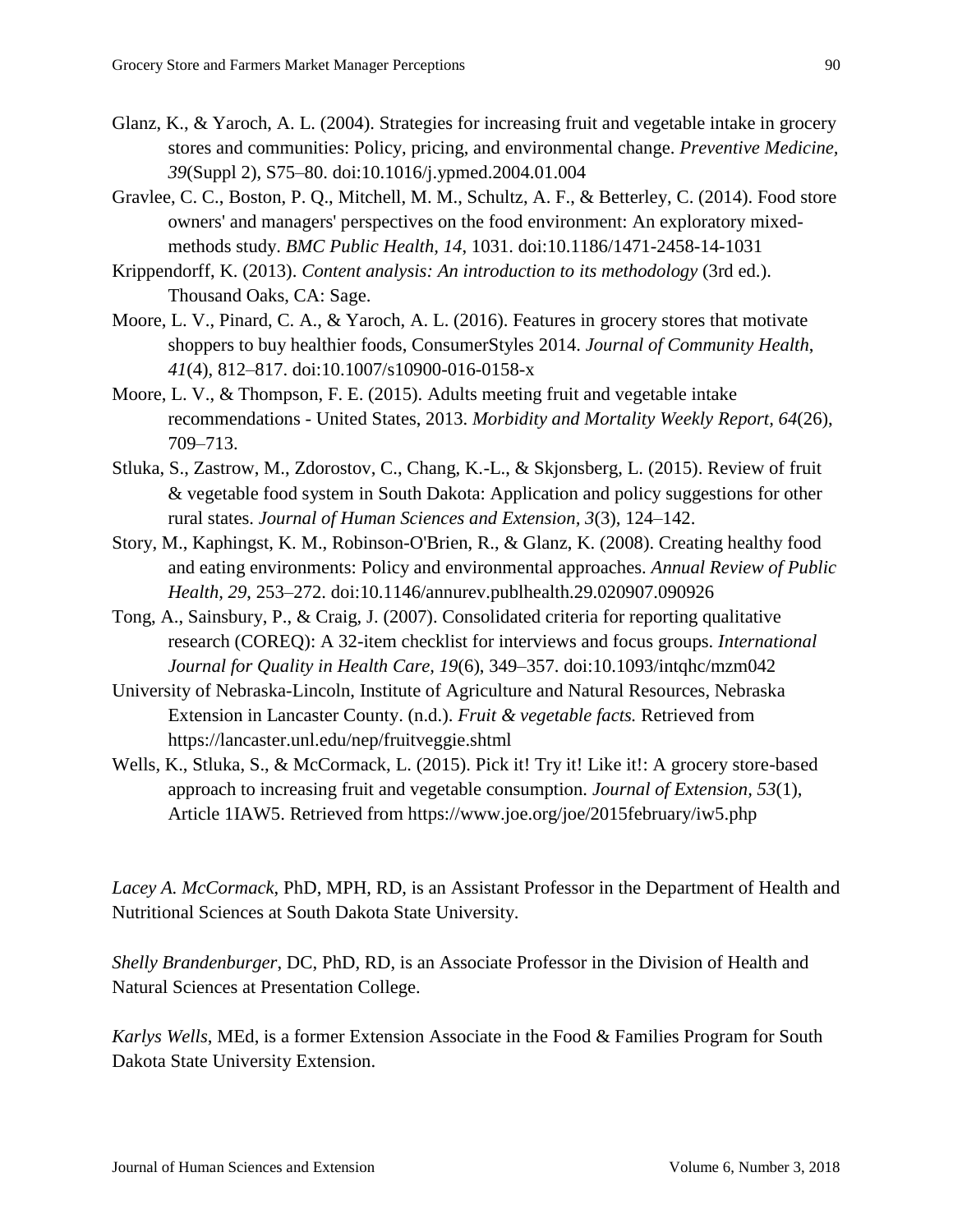Glanz, K., & Yaroch, A. L. (2004). Strategies for increasing fruit and vegetable intake in grocery stores and communities: Policy, pricing, and environmental change. *Preventive Medicine, 39*(Suppl 2), S75–80. doi:10.1016/j.ypmed.2004.01.004

Gravlee, C. C., Boston, P. Q., Mitchell, M. M., Schultz, A. F., & Betterley, C. (2014). Food store owners' and managers' perspectives on the food environment: An exploratory mixed-methods study. *BMC Public Health, 14*, 1031. doi:10.1186/1471-2458-14-1031

Krippendorff, K. (2013). *Content analysis: An introduction to its methodology* (3rd ed.). Thousand Oaks, CA: Sage.

Moore, L. V., Pinard, C. A., & Yaroch, A. L. (2016). Features in grocery stores that motivate shoppers to buy healthier foods, ConsumerStyles 2014. *Journal of Community Health*, *41*(4), 812–817. doi:10.1007/s10900-016-0158-x

Moore, L. V., & Thompson, F. E. (2015). Adults meeting fruit and vegetable intake recommendations - United States, 2013. *Morbidity and Mortality Weekly Report, 64*(26), 709–713.

Stluka, S., Zastrow, M., Zdorostov, C., Chang, K.-L., & Skjonsberg, L. (2015). Review of fruit & vegetable food system in South Dakota: Application and policy suggestions for other rural states. *Journal of Human Sciences and Extension, 3*(3), 124–142.

Story, M., Kaphingst, K. M., Robinson-O'Brien, R., & Glanz, K. (2008). Creating healthy food and eating environments: Policy and environmental approaches. *Annual Review of Public Health, 29,* 253–272. doi:10.1146/annurev.publhealth.29.020907.090926

Tong, A., Sainsbury, P., & Craig, J. (2007). Consolidated criteria for reporting qualitative research (COREQ): A 32-item checklist for interviews and focus groups. *International Journal for Quality in Health Care, 19*(6), 349–357. doi:10.1093/intqhc/mzm042

University of Nebraska-Lincoln, Institute of Agriculture and Natural Resources, Nebraska Extension in Lancaster County. (n.d.). *Fruit & vegetable facts.* Retrieved from https://lancaster.unl.edu/nep/fruitveggie.shtml

Wells, K., Stluka, S., & McCormack, L. (2015). Pick it! Try it! Like it!: A grocery store-based approach to increasing fruit and vegetable consumption. *Journal of Extension, 53*(1), Article 1IAW5. Retrieved from https://www.joe.org/joe/2015february/iw5.php

*Lacey A. McCormack*, PhD, MPH, RD, is an Assistant Professor in the Department of Health and Nutritional Sciences at South Dakota State University.

*Shelly Brandenburger*, DC, PhD, RD, is an Associate Professor in the Division of Health and Natural Sciences at Presentation College.

*Karlys Wells*, MEd, is a former Extension Associate in the Food & Families Program for South Dakota State University Extension.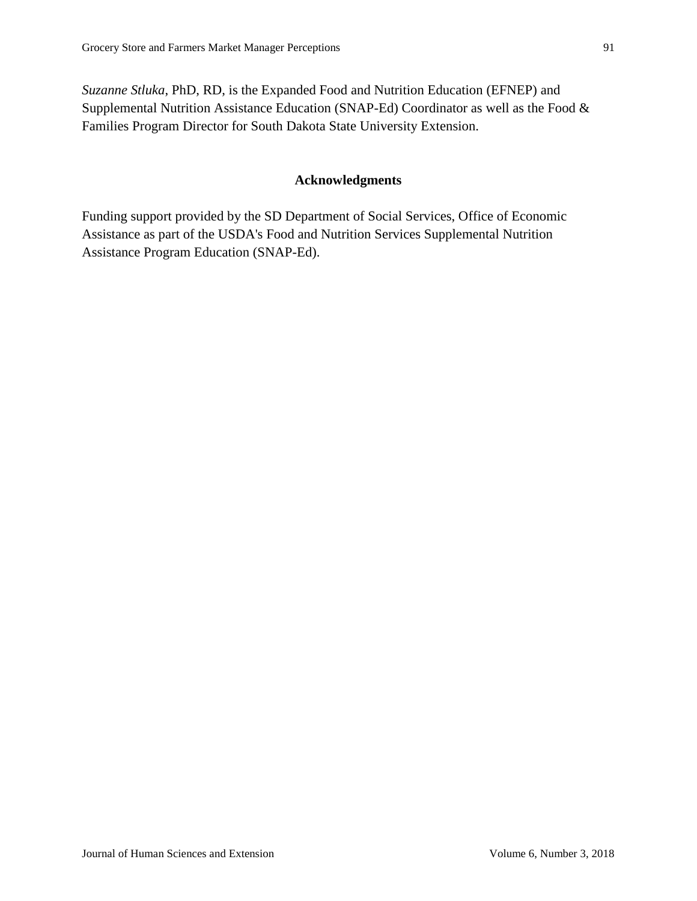*Suzanne Stluka*, PhD, RD, is the Expanded Food and Nutrition Education (EFNEP) and Supplemental Nutrition Assistance Education (SNAP-Ed) Coordinator as well as the Food & Families Program Director for South Dakota State University Extension.

## Acknowledgments

Funding support provided by the SD Department of Social Services, Office of Economic Assistance as part of the USDA's Food and Nutrition Services Supplemental Nutrition Assistance Program Education (SNAP-Ed).